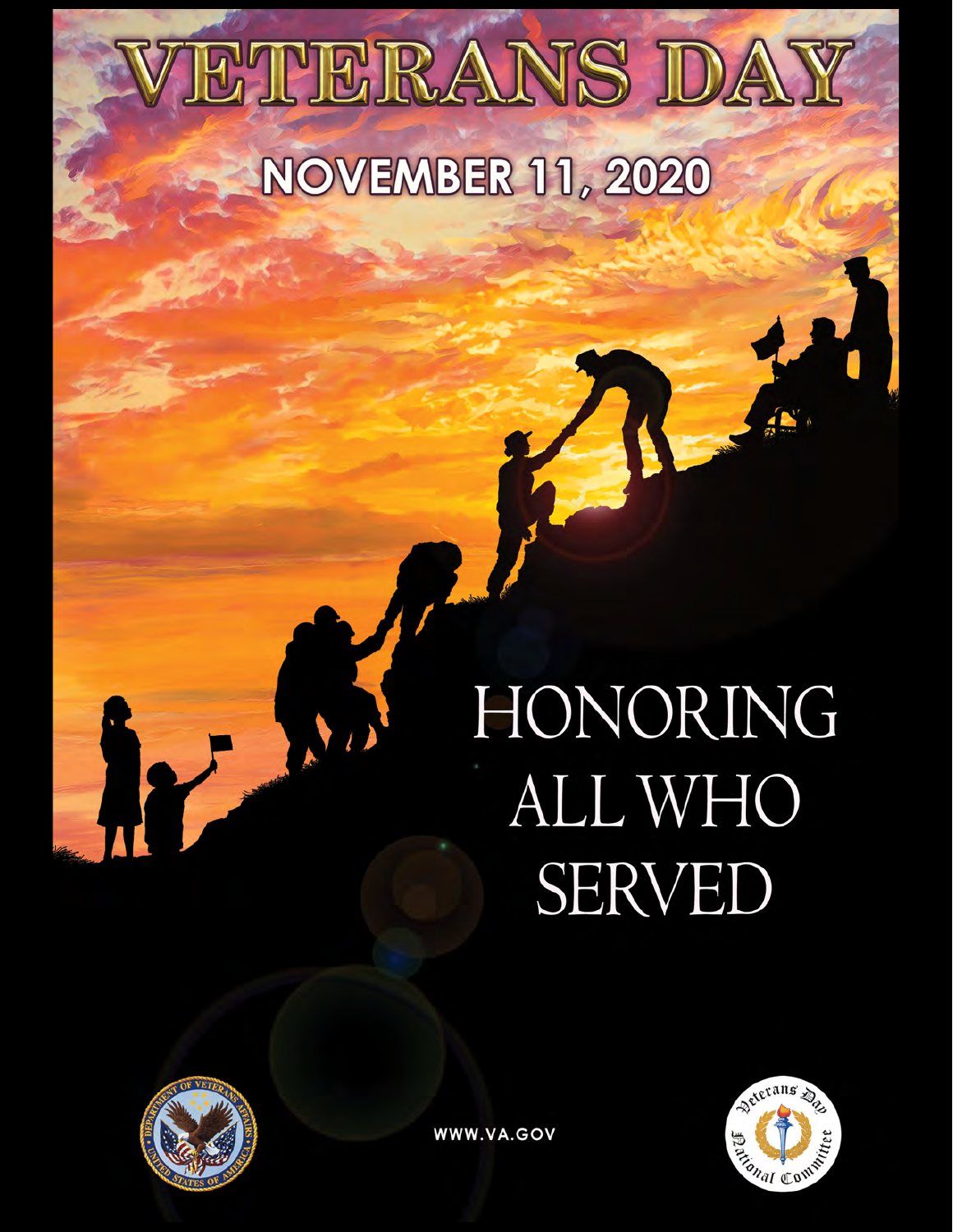# VETERANS DAY

## NOVEMBER 11, 2020

HONORING ALL WHO SERVED

WWW.VA.GOV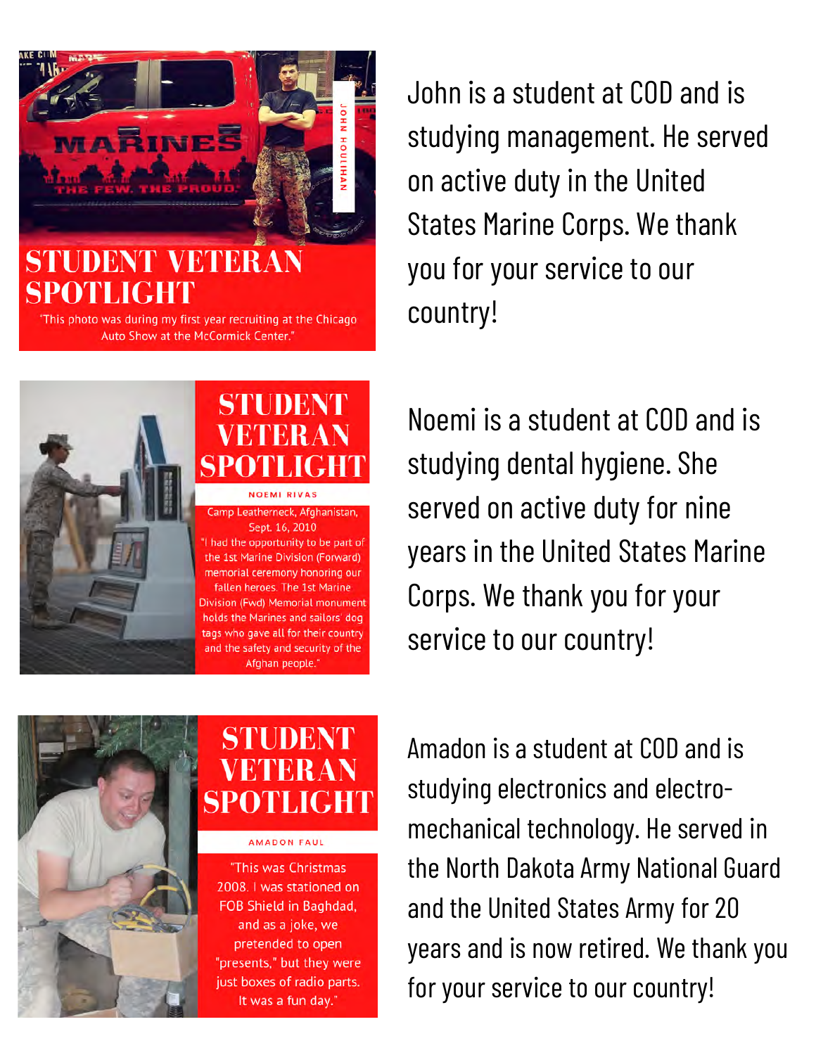## STUDENT VETERAN SPOTLIGHT

JOHN HOULIHAN

"This photo was during my first year recruiting at the Chicago Auto Show at the McCormick Center."

John is a student at COD and is studying management. He served on active duty in the United States Marine Corps. We thank you for your service to our country!

## STUDENT VETERAN SPOTLIGHT

NOEMI RIVAS

Camp Leatherneck, Afghanistan, Sept. 16, 2010

"I had the opportunity to be part of the 1st Marine Division (Forward) memorial ceremony honoring our fallen heroes. The 1st Marine Division (Fwd) Memorial monument holds the Marines and sailors' dog tags who gave all for their country and the safety and security of the Afghan people."

Noemi is a student at COD and is studying dental hygiene. She served on active duty for nine years in the United States Marine Corps. We thank you for your service to our country!

## STUDENT VETERAN SPOTLIGHT

AMADON FAUL

"This was Christmas 2008. I was stationed on FOB Shield in Baghdad, and as a joke, we pretended to open "presents," but they were just boxes of radio parts. It was a fun day."

Amadon is a student at COD and is studying electronics and electro-mechanical technology. He served in the North Dakota Army National Guard and the United States Army for 20 years and is now retired. We thank you for your service to our country!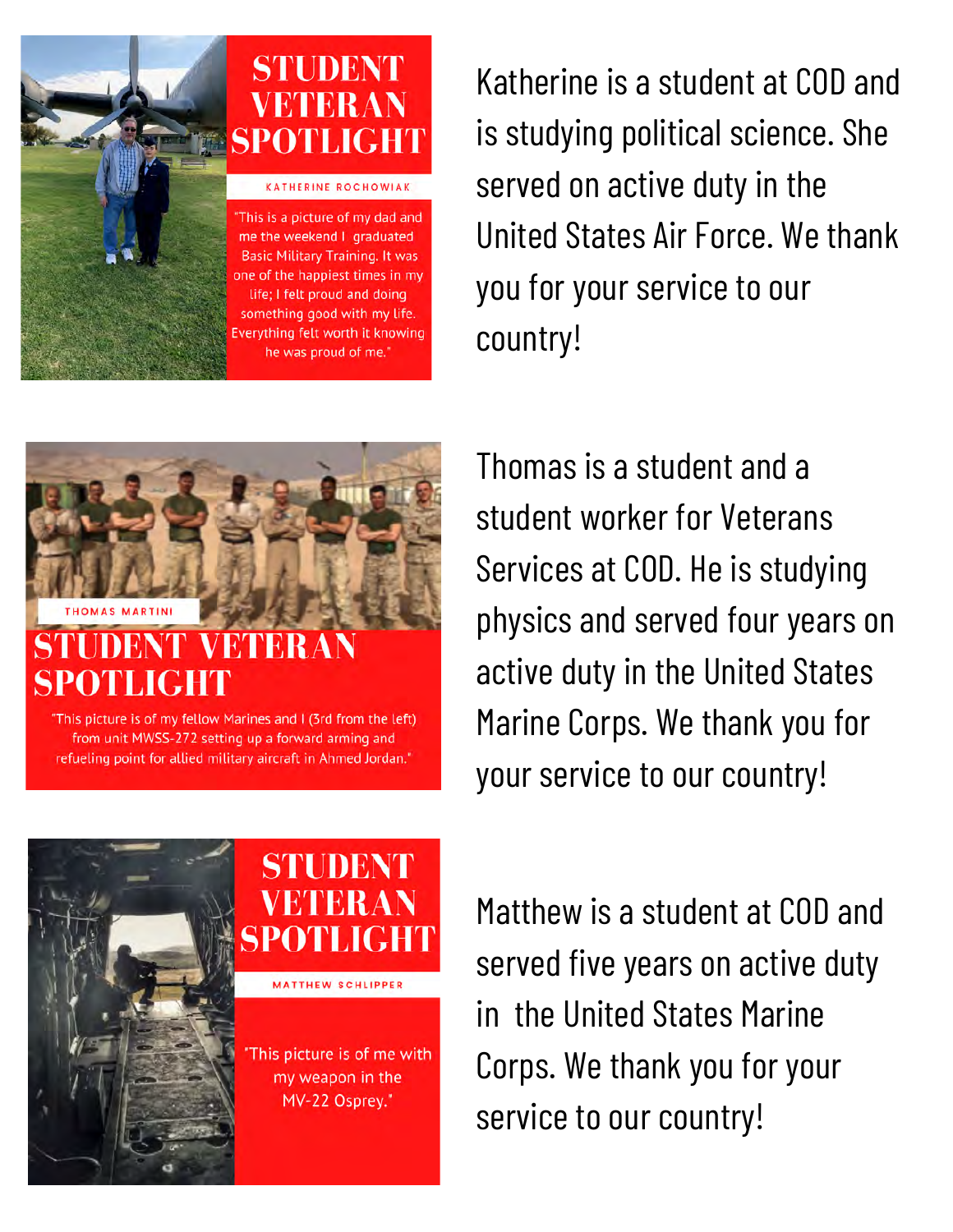## STUDENT VETERAN SPOTLIGHT

KATHERINE ROCHOWIAK

"This is a picture of my dad and me the weekend I graduated Basic Military Training. It was one of the happiest times in my life; I felt proud and doing something good with my life. Everything felt worth it knowing he was proud of me."

Katherine is a student at COD and is studying political science. She served on active duty in the United States Air Force. We thank you for your service to our country!

## STUDENT VETERAN SPOTLIGHT

THOMAS MARTINI

"This picture is of my fellow Marines and I (3rd from the left) from unit MWSS-272 setting up a forward arming and refueling point for allied military aircraft in Ahmed Jordan."

Thomas is a student and a student worker for Veterans Services at COD. He is studying physics and served four years on active duty in the United States Marine Corps. We thank you for your service to our country!

## STUDENT VETERAN SPOTLIGHT

MATTHEW SCHLIPPER

"This picture is of me with my weapon in the MV-22 Osprey."

Matthew is a student at COD and served five years on active duty in the United States Marine Corps. We thank you for your service to our country!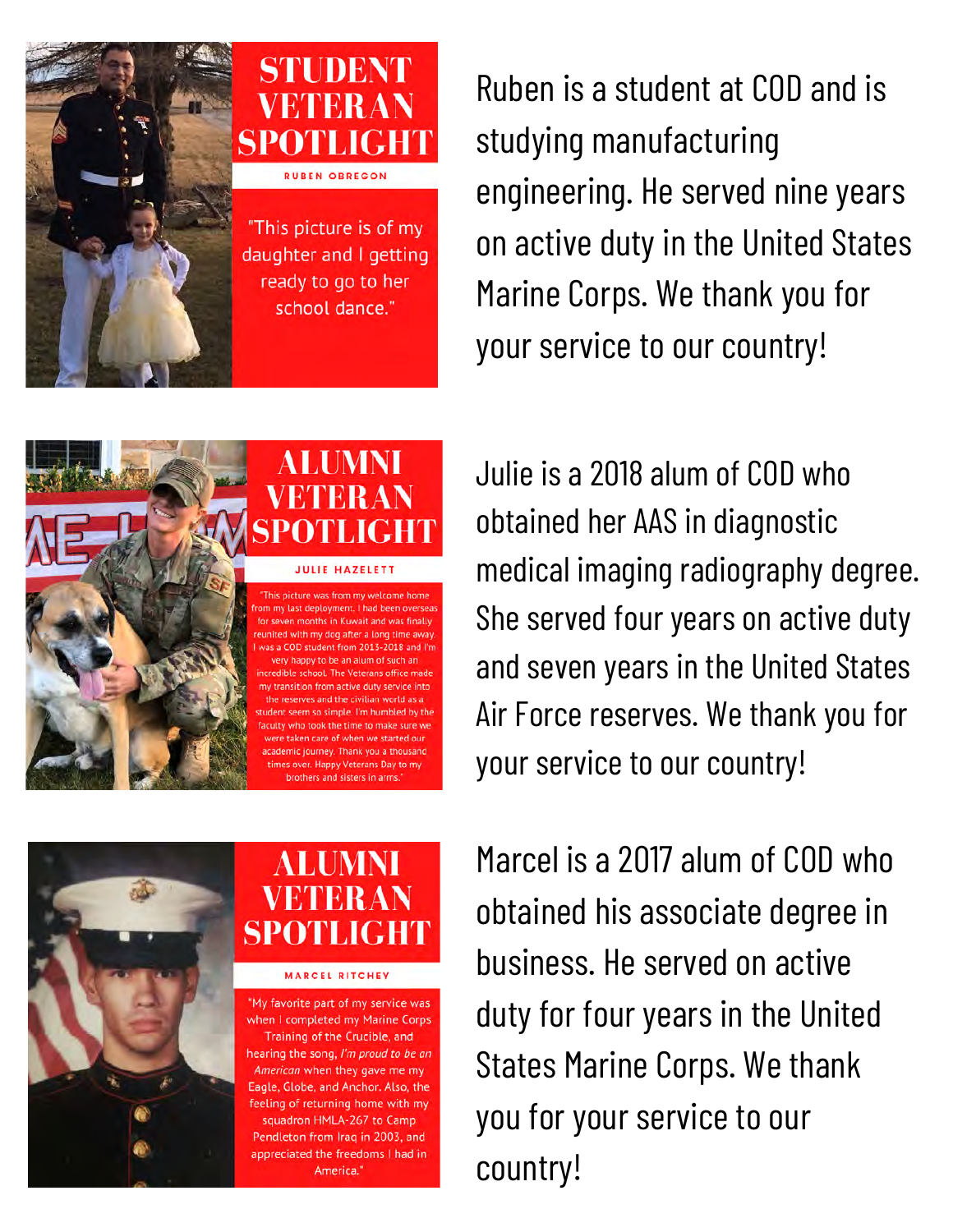## STUDENT VETERAN SPOTLIGHT

RUBEN OBREGON

"This picture is of my daughter and I getting ready to go to her school dance."

Ruben is a student at COD and is studying manufacturing engineering. He served nine years on active duty in the United States Marine Corps. We thank you for your service to our country!

## ALUMNI VETERAN SPOTLIGHT

JULIE HAZELETT

"This picture was from my welcome home from my last deployment. I had been overseas for seven months in Kuwait and was finally reunited with my dog after a long time away. I was a COD student from 2013-2018 and I'm very happy to be an alum of such an incredible school. The Veterans office made my transition from active duty service into the reserves and the civilian world as a student seem so simple. I'm humbled by the faculty who took the time to make sure we were taken care of when we started our academic journey. Thank you a thousand times over. Happy Veterans Day to my brothers and sisters in arms."

Julie is a 2018 alum of COD who obtained her AAS in diagnostic medical imaging radiography degree. She served four years on active duty and seven years in the United States Air Force reserves. We thank you for your service to our country!

## ALUMNI VETERAN SPOTLIGHT

MARCEL RITCHEY

"My favorite part of my service was when I completed my Marine Corps Training of the Crucible, and hearing the song, *I'm proud to be an American* when they gave me my Eagle, Globe, and Anchor. Also, the feeling of returning home with my squadron HMLA-267 to Camp Pendleton from Iraq in 2003, and appreciated the freedoms I had in America."

Marcel is a 2017 alum of COD who obtained his associate degree in business. He served on active duty for four years in the United States Marine Corps. We thank you for your service to our country!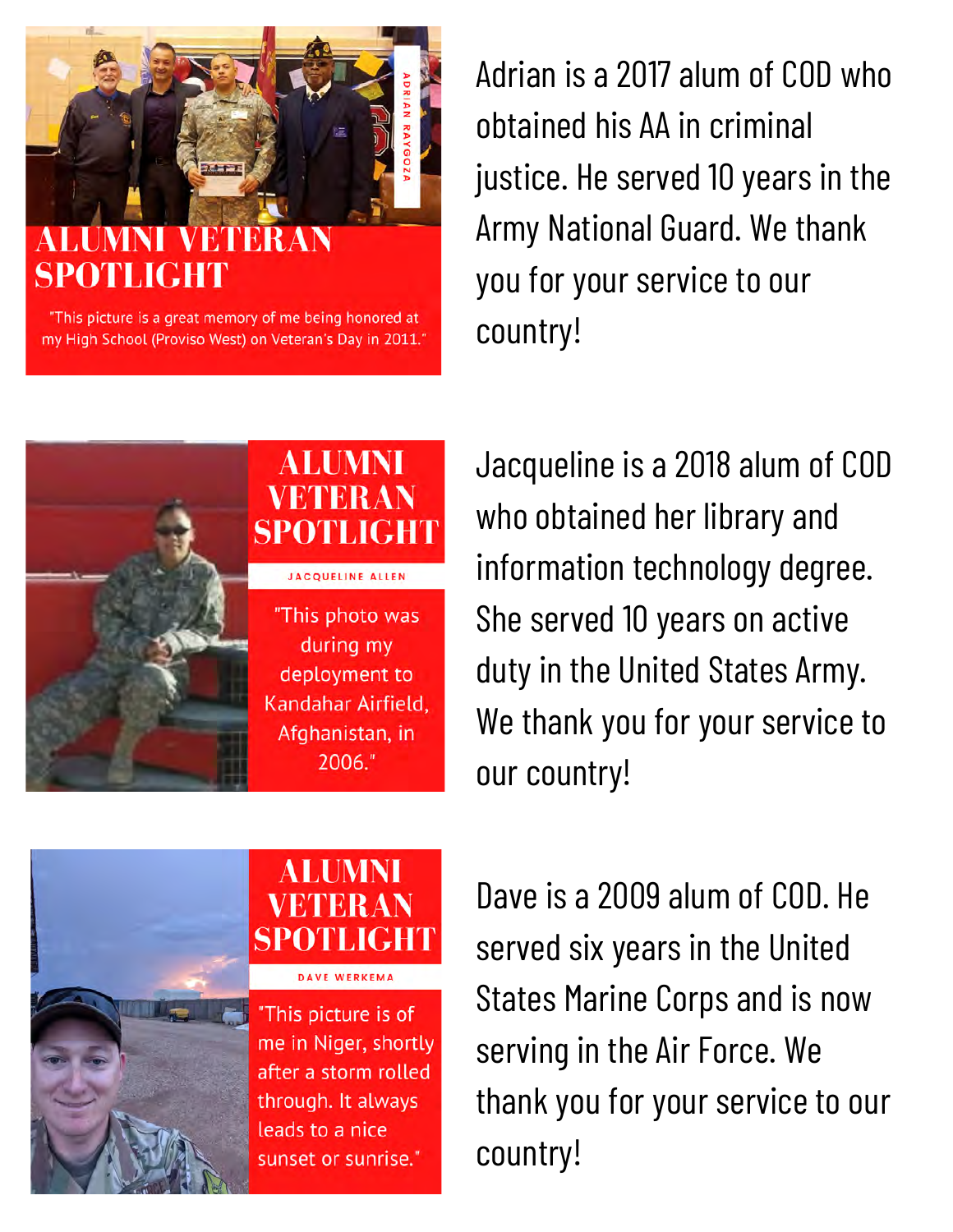## ALUMNI VETERAN SPOTLIGHT

ADRIAN RAYGOZA

"This picture is a great memory of me being honored at my High School (Proviso West) on Veteran's Day in 2011."

Adrian is a 2017 alum of COD who obtained his AA in criminal justice. He served 10 years in the Army National Guard. We thank you for your service to our country!

## ALUMNI VETERAN SPOTLIGHT

JACQUELINE ALLEN

"This photo was during my deployment to Kandahar Airfield, Afghanistan, in 2006."

Jacqueline is a 2018 alum of COD who obtained her library and information technology degree. She served 10 years on active duty in the United States Army. We thank you for your service to our country!

## ALUMNI VETERAN SPOTLIGHT

DAVE WERKEMA

"This picture is of me in Niger, shortly after a storm rolled through. It always leads to a nice sunset or sunrise."

Dave is a 2009 alum of COD. He served six years in the United States Marine Corps and is now serving in the Air Force. We thank you for your service to our country!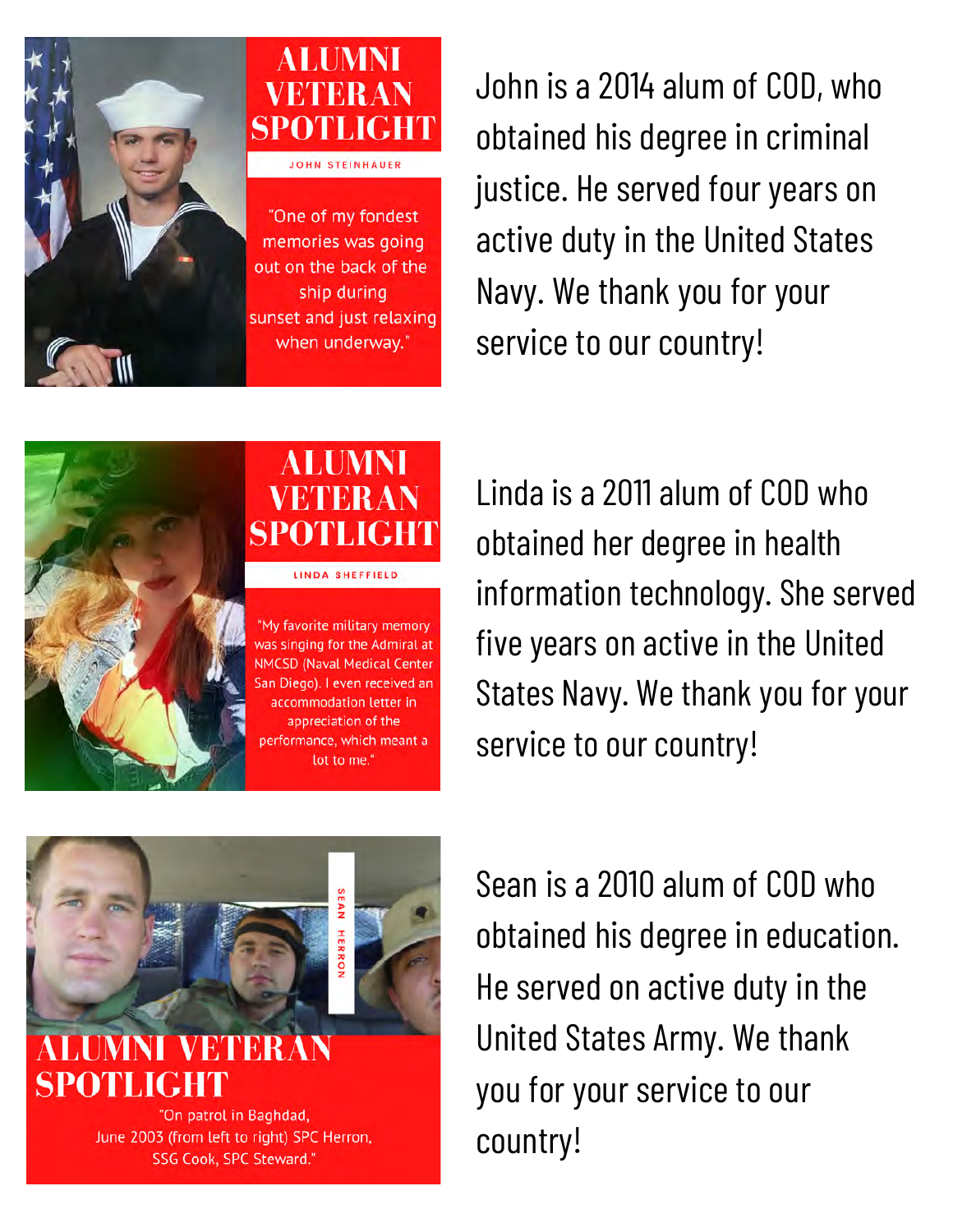**ALUMNI VETERAN SPOTLIGHT**

JOHN STEINHAUER

"One of my fondest memories was going out on the back of the ship during sunset and just relaxing when underway."

John is a 2014 alum of COD, who obtained his degree in criminal justice. He served four years on active duty in the United States Navy. We thank you for your service to our country!

**ALUMNI VETERAN SPOTLIGHT**

LINDA SHEFFIELD

"My favorite military memory was singing for the Admiral at NMCSD (Naval Medical Center San Diego). I even received an accommodation letter in appreciation of the performance, which meant a lot to me."

Linda is a 2011 alum of COD who obtained her degree in health information technology. She served five years on active in the United States Navy. We thank you for your service to our country!

SEAN HERRON

**ALUMNI VETERAN SPOTLIGHT**

"On patrol in Baghdad, June 2003 (from left to right) SPC Herron, SSG Cook, SPC Steward."

Sean is a 2010 alum of COD who obtained his degree in education. He served on active duty in the United States Army. We thank you for your service to our country!